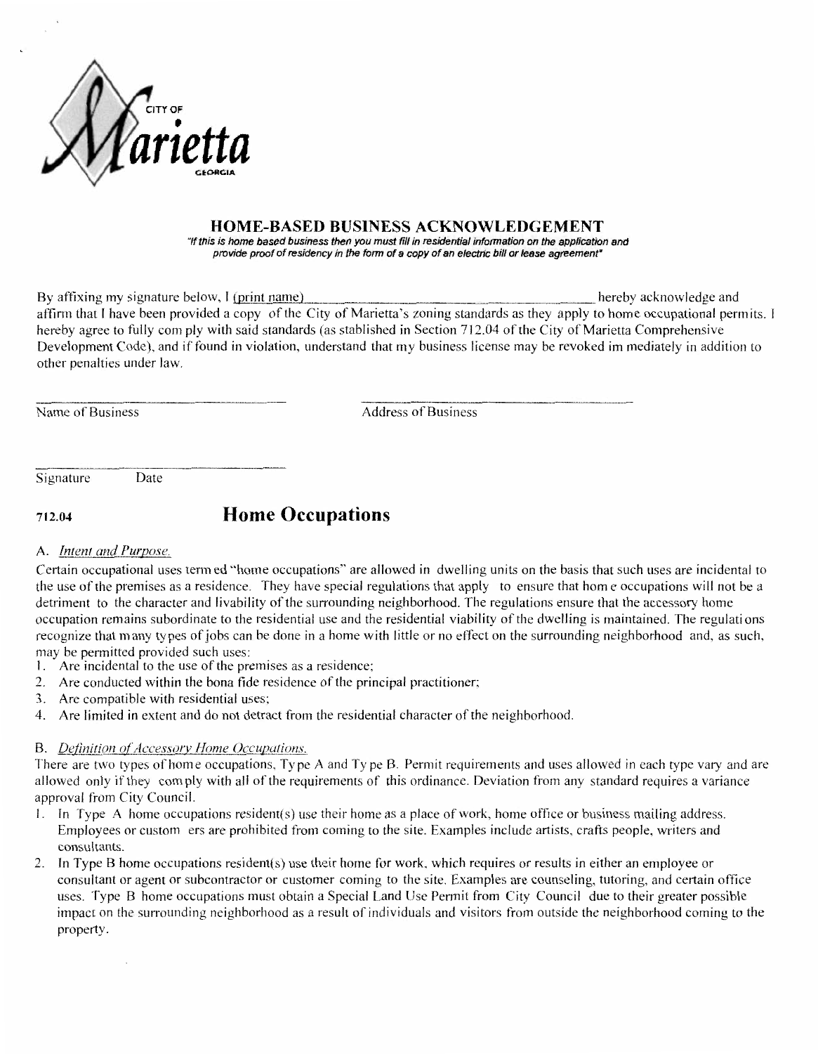CITY OF *Marietta* GEORGIA

# HOME-BASED BUSINESS ACKNOWLEDGEMENT

*"If this is home based business then you must fill in residential information on the application and provide proof of residency in the form of a copy of an electric bill or lease agreement"*

By affixing my signature below, I (print name)_________________________________ hereby acknowledge and affirm that I have been provided a copy of the City of Marietta's zoning standards as they apply to home occupational permits. I hereby agree to fully comply with said standards (as stablished in Section 712.04 of the City of Marietta Comprehensive Development Code), and if found in violation, understand that my business license may be revoked immediately in addition to other penalties under law.

_____________________________ _____________________________

Name of Business Address of Business

_____________________________

Signature Date

## 712.04 Home Occupations

A. *Intent and Purpose.*

Certain occupational uses termed "home occupations" are allowed in dwelling units on the basis that such uses are incidental to the use of the premises as a residence. They have special regulations that apply to ensure that home occupations will not be a detriment to the character and livability of the surrounding neighborhood. The regulations ensure that the accessory home occupation remains subordinate to the residential use and the residential viability of the dwelling is maintained. The regulations recognize that many types of jobs can be done in a home with little or no effect on the surrounding neighborhood and, as such, may be permitted provided such uses:

1. Are incidental to the use of the premises as a residence;
2. Are conducted within the bona fide residence of the principal practitioner;
3. Are compatible with residential uses;
4. Are limited in extent and do not detract from the residential character of the neighborhood.

B. *Definition of Accessory Home Occupations.*

There are two types of home occupations, Type A and Type B. Permit requirements and uses allowed in each type vary and are allowed only if they comply with all of the requirements of this ordinance. Deviation from any standard requires a variance approval from City Council.

1. In Type A home occupations resident(s) use their home as a place of work, home office or business mailing address. Employees or customers are prohibited from coming to the site. Examples include artists, crafts people, writers and consultants.
2. In Type B home occupations resident(s) use their home for work, which requires or results in either an employee or consultant or agent or subcontractor or customer coming to the site. Examples are counseling, tutoring, and certain office uses. Type B home occupations must obtain a Special Land Use Permit from City Council due to their greater possible impact on the surrounding neighborhood as a result of individuals and visitors from outside the neighborhood coming to the property.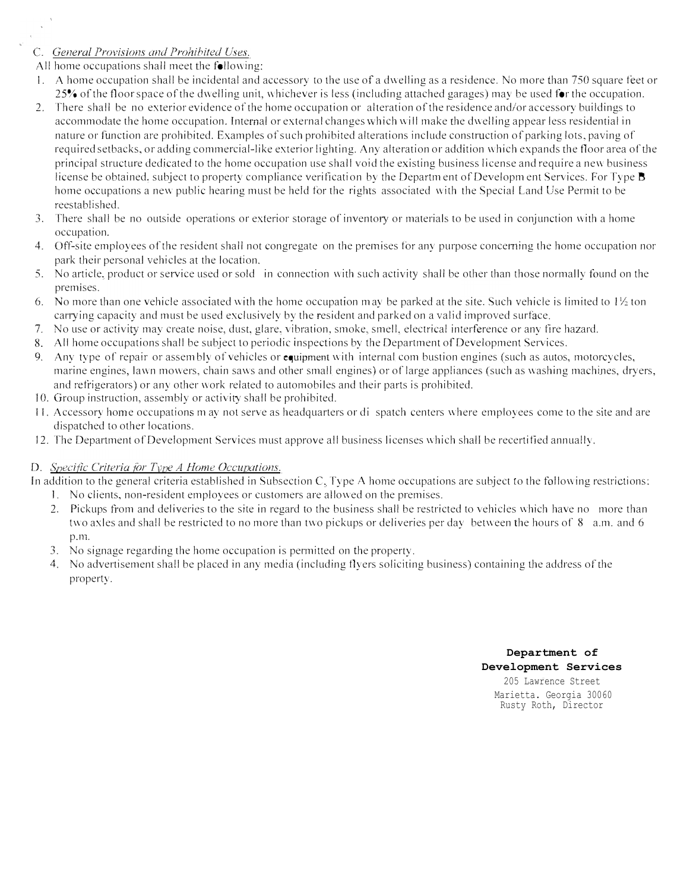C. *General Provisions and Prohibited Uses.*

All home occupations shall meet the following:

1. A home occupation shall be incidental and accessory to the use of a dwelling as a residence. No more than 750 square feet or 25% of the floor space of the dwelling unit, whichever is less (including attached garages) may be used for the occupation.
2. There shall be no exterior evidence of the home occupation or alteration of the residence and/or accessory buildings to accommodate the home occupation. Internal or external changes which will make the dwelling appear less residential in nature or function are prohibited. Examples of such prohibited alterations include construction of parking lots, paving of required setbacks, or adding commercial-like exterior lighting. Any alteration or addition which expands the floor area of the principal structure dedicated to the home occupation use shall void the existing business license and require a new business license be obtained. subject to property compliance verification by the Department of Development Services. For Type B home occupations a new public hearing must be held for the rights associated with the Special Land Use Permit to be reestablished.
3. There shall be no outside operations or exterior storage of inventory or materials to be used in conjunction with a home occupation.
4. Off-site employees of the resident shall not congregate on the premises for any purpose concerning the home occupation nor park their personal vehicles at the location.
5. No article, product or service used or sold in connection with such activity shall be other than those normally found on the premises.
6. No more than one vehicle associated with the home occupation may be parked at the site. Such vehicle is limited to 1½ ton carrying capacity and must be used exclusively by the resident and parked on a valid improved surface.
7. No use or activity may create noise, dust, glare, vibration, smoke, smell, electrical interference or any fire hazard.
8. All home occupations shall be subject to periodic inspections by the Department of Development Services.
9. Any type of repair or assembly of vehicles or equipment with internal combustion engines (such as autos, motorcycles, marine engines, lawn mowers, chain saws and other small engines) or of large appliances (such as washing machines, dryers, and refrigerators) or any other work related to automobiles and their parts is prohibited.
10. Group instruction, assembly or activity shall be prohibited.
11. Accessory home occupations may not serve as headquarters or dispatch centers where employees come to the site and are dispatched to other locations.
12. The Department of Development Services must approve all business licenses which shall be recertified annually.

D. *Specific Criteria for Type A Home Occupations.*

In addition to the general criteria established in Subsection C, Type A home occupations are subject to the following restrictions:

1. No clients, non-resident employees or customers are allowed on the premises.
2. Pickups from and deliveries to the site in regard to the business shall be restricted to vehicles which have no more than two axles and shall be restricted to no more than two pickups or deliveries per day between the hours of 8 a.m. and 6 p.m.
3. No signage regarding the home occupation is permitted on the property.
4. No advertisement shall be placed in any media (including flyers soliciting business) containing the address of the property.

**Department of Development Services**
205 Lawrence Street
Marietta. Georgia 30060
Rusty Roth, Director